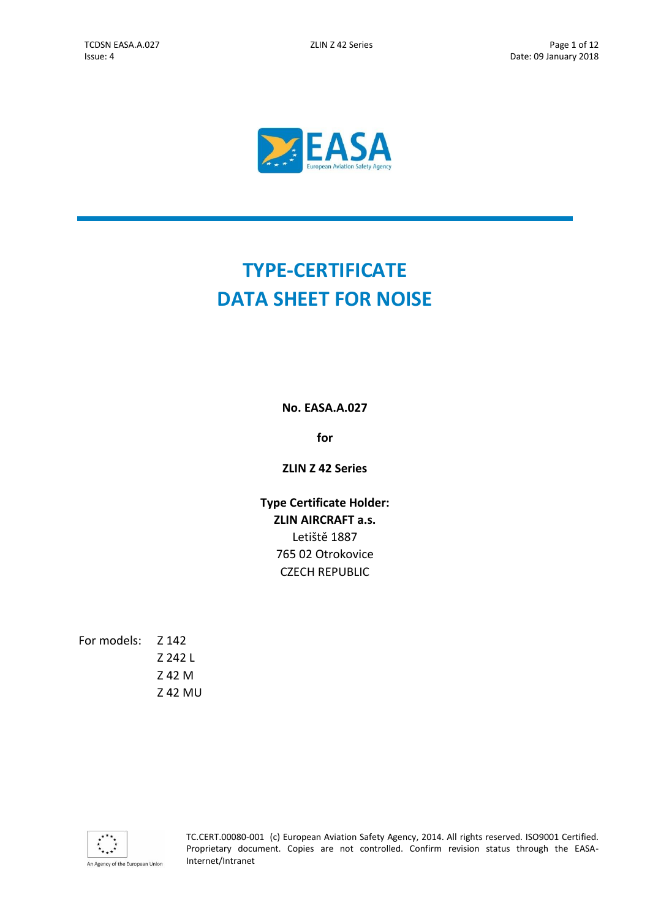# TYPE-CERTIFICATE DATA SHEET FOR NOISE

**No. EASA.A.027**

**for**

**ZLIN Z 42 Series**

**Type Certificate Holder:**
**ZLIN AIRCRAFT a.s.**
Letiště 1887
765 02 Otrokovice
CZECH REPUBLIC

For models: Z 142
Z 242 L
Z 42 M
Z 42 MU

TC.CERT.00080-001 (c) European Aviation Safety Agency, 2014. All rights reserved. ISO9001 Certified. Proprietary document. Copies are not controlled. Confirm revision status through the EASA-Internet/Intranet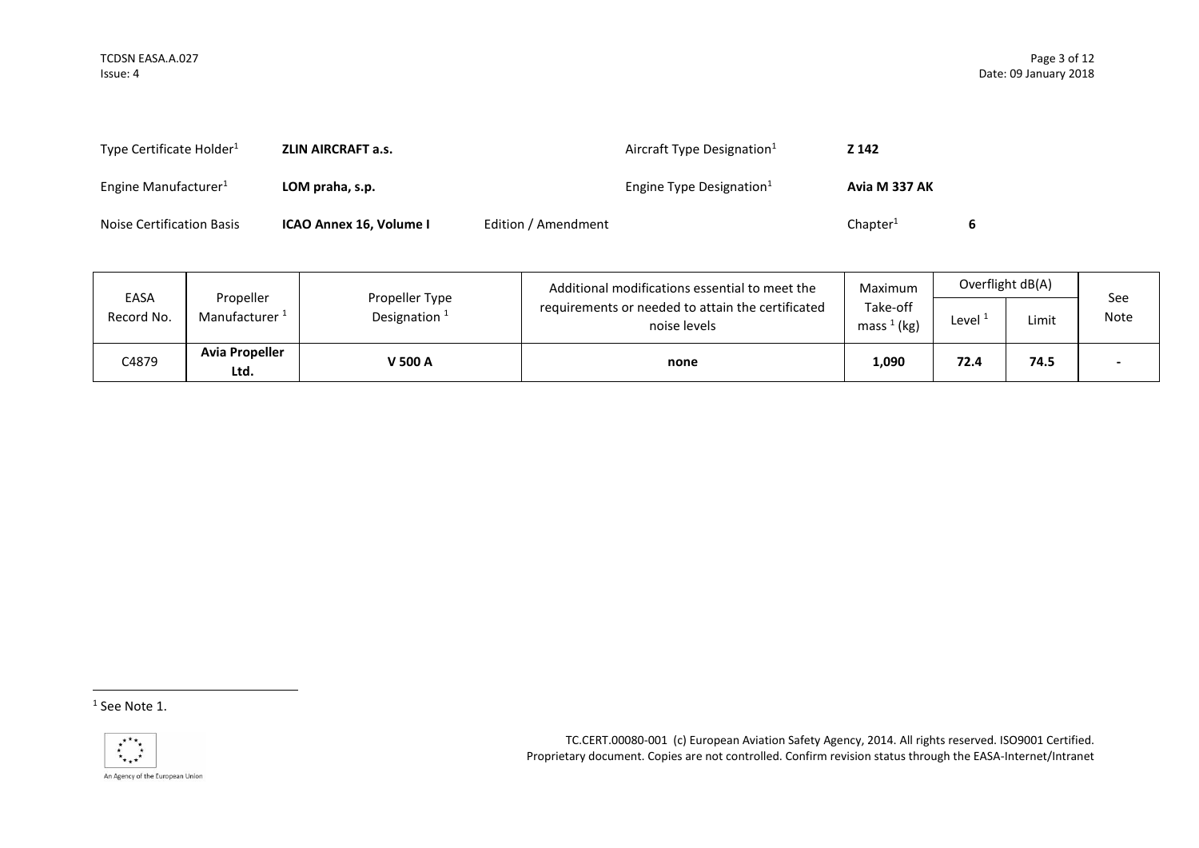| | | | | | |
|---|---|---|---|---|---|
| Type Certificate Holder[1] | **ZLIN AIRCRAFT a.s.** | | Aircraft Type Designation[1] | **Z 142** | |
| Engine Manufacturer[1] | **LOM praha, s.p.** | | Engine Type Designation[1] | **Avia M 337 AK** | |
| Noise Certification Basis | **ICAO Annex 16, Volume I** | Edition / Amendment | | Chapter[1] | **6** |

| EASA Record No. | Propeller Manufacturer [1] | Propeller Type Designation [1] | Additional modifications essential to meet the requirements or needed to attain the certificated noise levels | Maximum Take-off mass [1] (kg) | Overflight dB(A) | | See Note |
|---|---|---|---|---|---|---|---|
| | | | | | Level [1] | Limit | |
| C4879 | **Avia Propeller Ltd.** | **V 500 A** | **none** | **1,090** | **72.4** | **74.5** | **-** |

[1] See Note 1.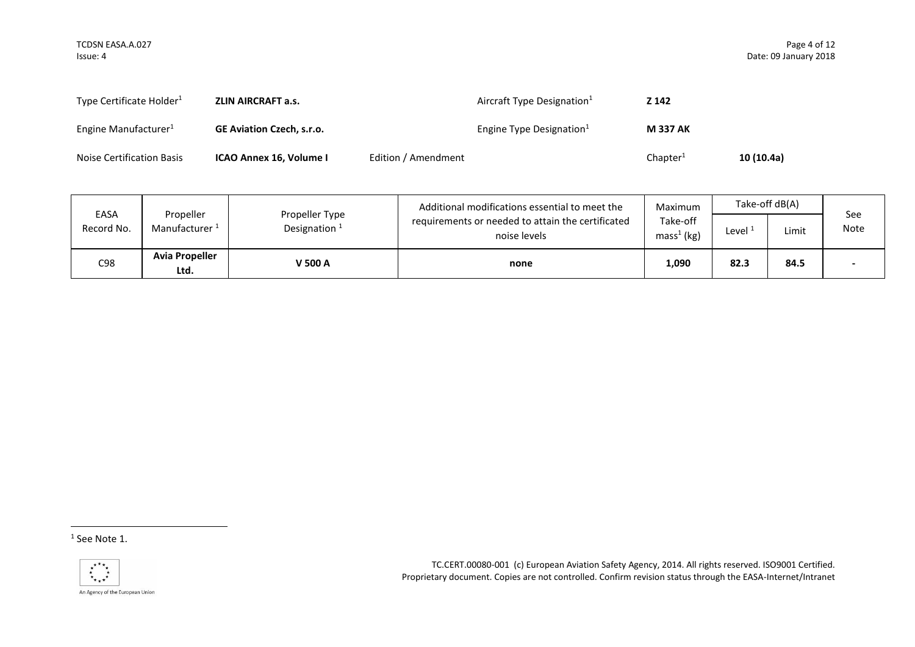| | | | | |
|---|---|---|---|---|
| Type Certificate Holder[1] | **ZLIN AIRCRAFT a.s.** | | Aircraft Type Designation[1] | **Z 142** |
| Engine Manufacturer[1] | **GE Aviation Czech, s.r.o.** | | Engine Type Designation[1] | **M 337 AK** |
| Noise Certification Basis | **ICAO Annex 16, Volume I** | Edition / Amendment | Chapter[1] | **10 (10.4a)** |

| EASA Record No. | Propeller Manufacturer [1] | Propeller Type Designation [1] | Additional modifications essential to meet the requirements or needed to attain the certificated noise levels | Maximum Take-off mass[1] (kg) | Take-off dB(A) | | See Note |
|---|---|---|---|---|---|---|---|
| | | | | | Level [1] | Limit | |
| C98 | **Avia Propeller Ltd.** | **V 500 A** | **none** | **1,090** | **82.3** | **84.5** | **-** |

[1] See Note 1.

TC.CERT.00080-001 (c) European Aviation Safety Agency, 2014. All rights reserved. ISO9001 Certified. Proprietary document. Copies are not controlled. Confirm revision status through the EASA-Internet/Intranet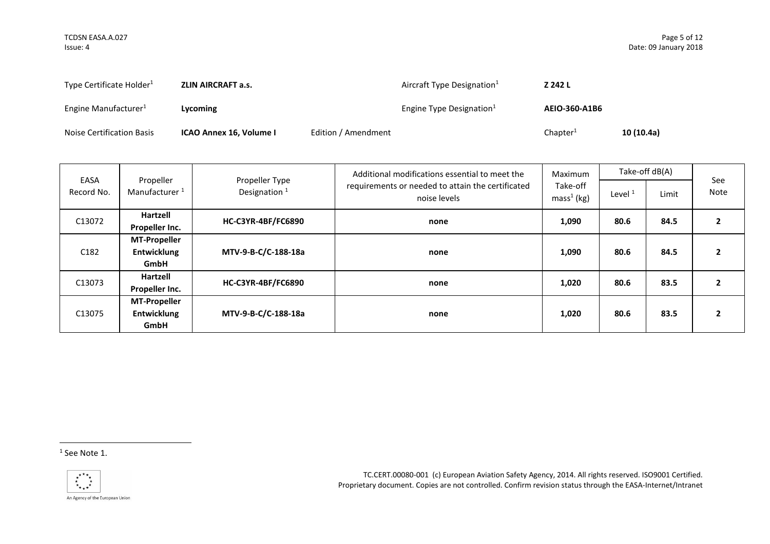| | | | | | |
|---|---|---|---|---|---|
| Type Certificate Holder[1] | **ZLIN AIRCRAFT a.s.** | | Aircraft Type Designation[1] | **Z 242 L** | |
| Engine Manufacturer[1] | **Lycoming** | | Engine Type Designation[1] | **AEIO-360-A1B6** | |
| Noise Certification Basis | **ICAO Annex 16, Volume I** | Edition / Amendment | | Chapter[1] | **10 (10.4a)** |

| EASA Record No. | Propeller Manufacturer [1] | Propeller Type Designation [1] | Additional modifications essential to meet the requirements or needed to attain the certificated noise levels | Maximum Take-off mass[1] (kg) | Take-off dB(A) | | See Note |
|---|---|---|---|---|---|---|---|
| | | | | | Level [1] | Limit | |
| C13072 | **Hartzell Propeller Inc.** | **HC-C3YR-4BF/FC6890** | **none** | **1,090** | **80.6** | **84.5** | **2** |
| C182 | **MT-Propeller Entwicklung GmbH** | **MTV-9-B-C/C-188-18a** | **none** | **1,090** | **80.6** | **84.5** | **2** |
| C13073 | **Hartzell Propeller Inc.** | **HC-C3YR-4BF/FC6890** | **none** | **1,020** | **80.6** | **83.5** | **2** |
| C13075 | **MT-Propeller Entwicklung GmbH** | **MTV-9-B-C/C-188-18a** | **none** | **1,020** | **80.6** | **83.5** | **2** |

[1] See Note 1.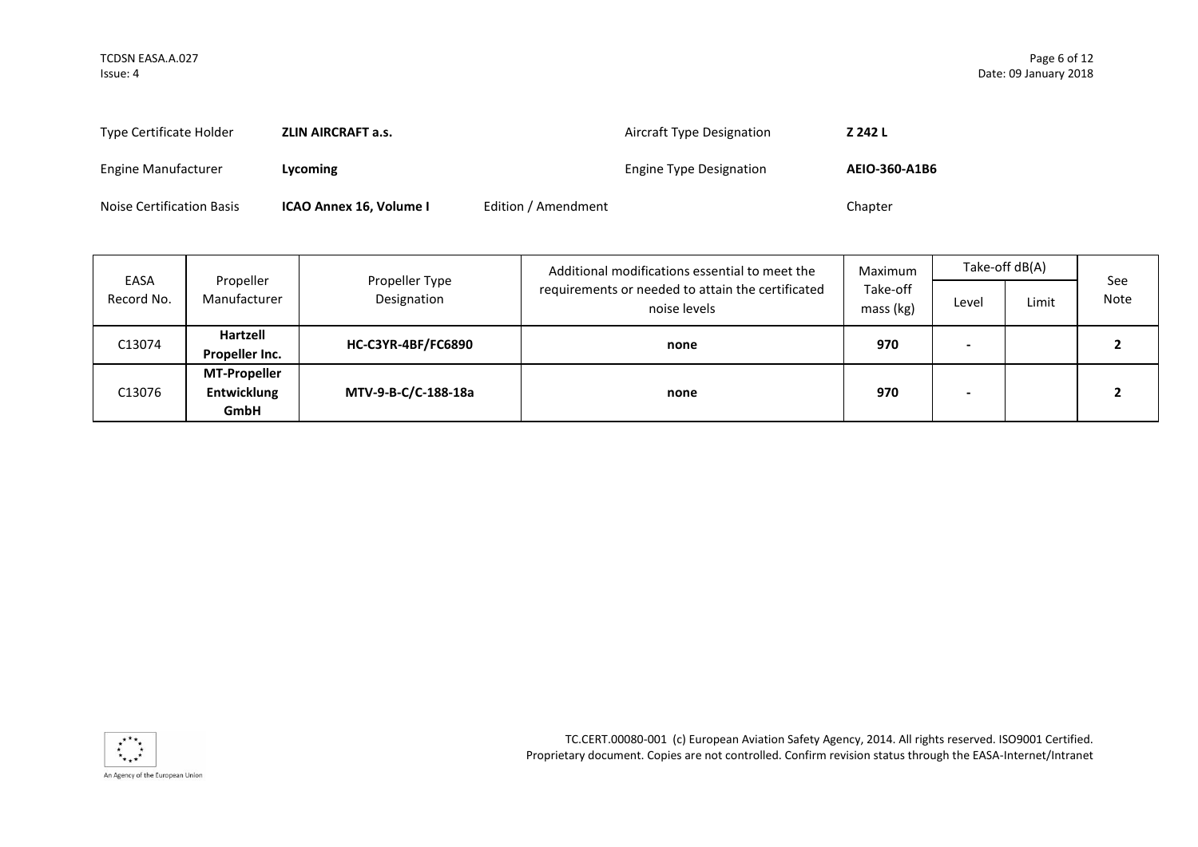| | | | | | |
|---|---|---|---|---|---|
| Type Certificate Holder | **ZLIN AIRCRAFT a.s.** | | Aircraft Type Designation | **Z 242 L** | |
| Engine Manufacturer | **Lycoming** | | Engine Type Designation | **AEIO-360-A1B6** | |
| Noise Certification Basis | **ICAO Annex 16, Volume I** | Edition / Amendment | | Chapter | |

| EASA Record No. | Propeller Manufacturer | Propeller Type Designation | Additional modifications essential to meet the requirements or needed to attain the certificated noise levels | Maximum Take-off mass (kg) | Take-off dB(A) | | See Note |
|---|---|---|---|---|---|---|---|
| | | | | | Level | Limit | |
| C13074 | **Hartzell Propeller Inc.** | **HC-C3YR-4BF/FC6890** | **none** | **970** | **-** | | **2** |
| C13076 | **MT-Propeller Entwicklung GmbH** | **MTV-9-B-C/C-188-18a** | **none** | **970** | **-** | | **2** |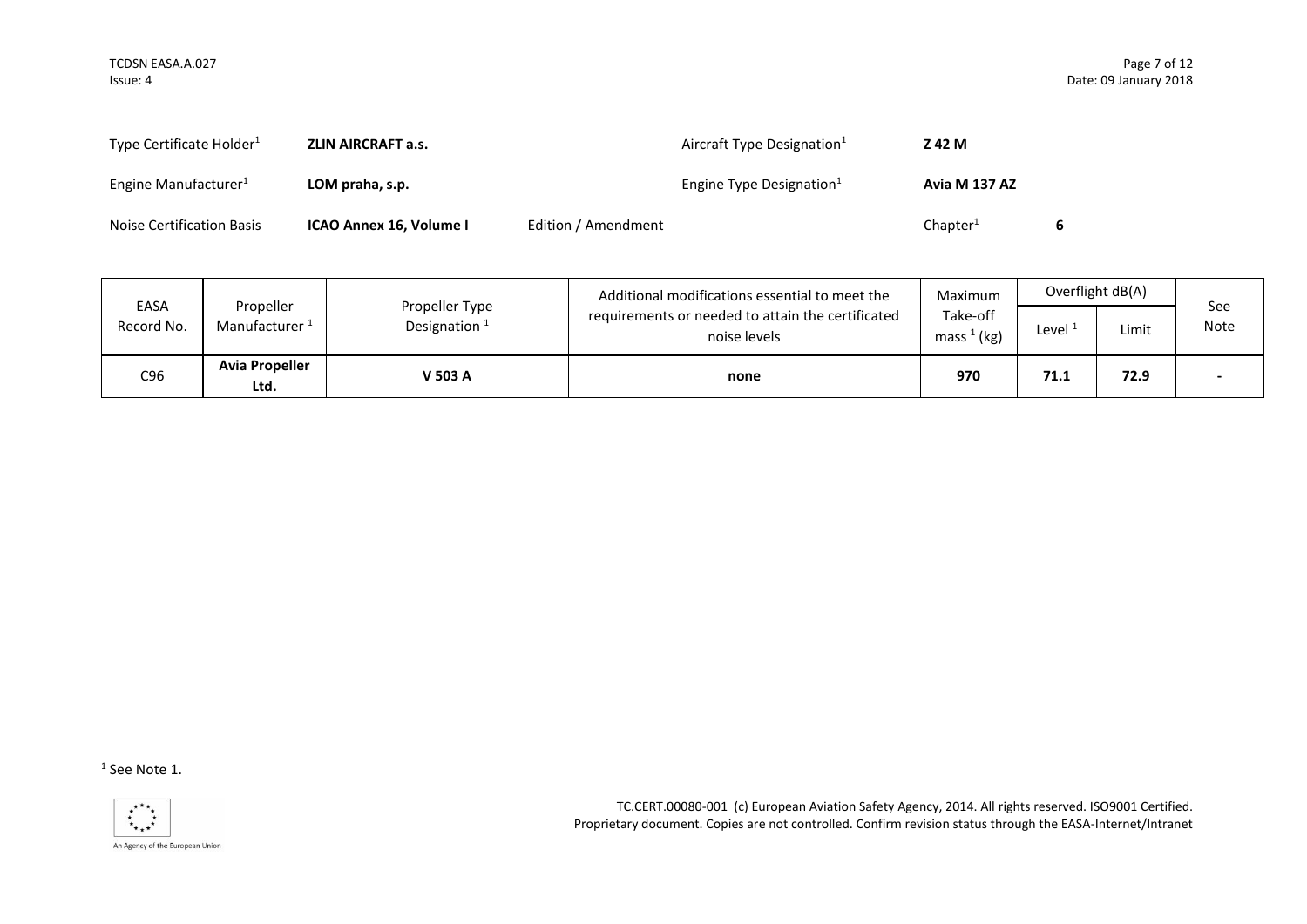| | | | | | |
|---|---|---|---|---|---|
| Type Certificate Holder[1] | **ZLIN AIRCRAFT a.s.** | | Aircraft Type Designation[1] | **Z 42 M** | |
| Engine Manufacturer[1] | **LOM praha, s.p.** | | Engine Type Designation[1] | **Avia M 137 AZ** | |
| Noise Certification Basis | **ICAO Annex 16, Volume I** | Edition / Amendment | | Chapter[1] | **6** |

| EASA Record No. | Propeller Manufacturer [1] | Propeller Type Designation [1] | Additional modifications essential to meet the requirements or needed to attain the certificated noise levels | Maximum Take-off mass [1] (kg) | Overflight dB(A) | | See Note |
|---|---|---|---|---|---|---|---|
| | | | | | Level [1] | Limit | |
| C96 | **Avia Propeller Ltd.** | **V 503 A** | **none** | **970** | **71.1** | **72.9** | **-** |

[1] See Note 1.

TC.CERT.00080-001 (c) European Aviation Safety Agency, 2014. All rights reserved. ISO9001 Certified. Proprietary document. Copies are not controlled. Confirm revision status through the EASA-Internet/Intranet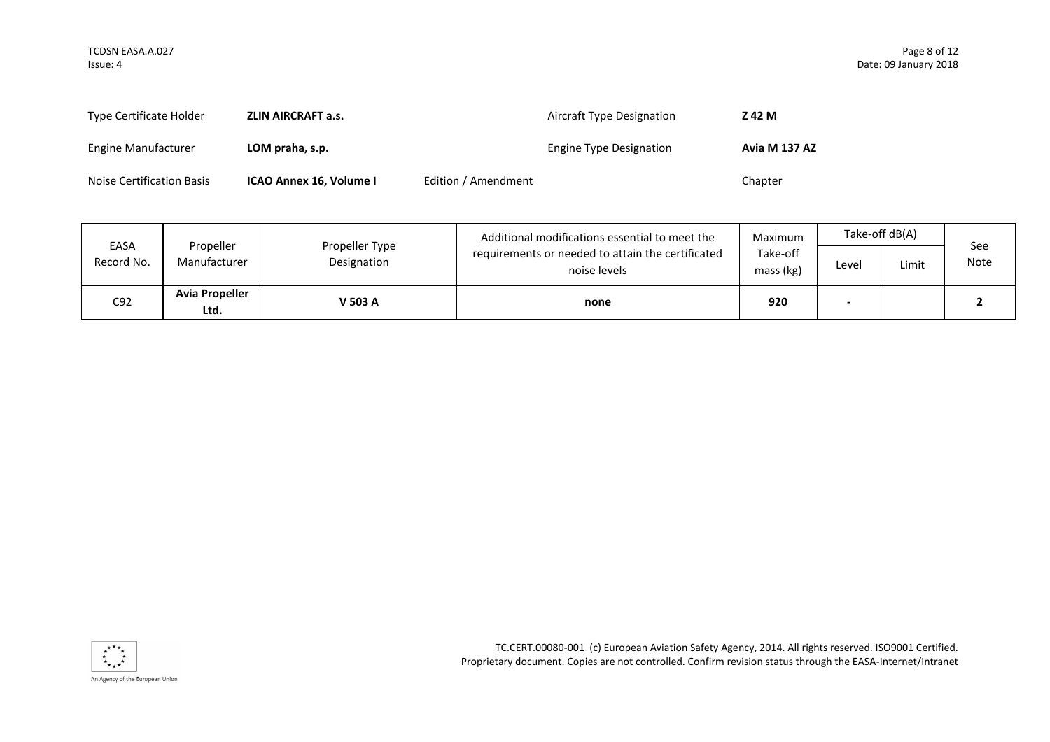| | | | | |
|---|---|---|---|---|
| Type Certificate Holder | **ZLIN AIRCRAFT a.s.** | | Aircraft Type Designation | **Z 42 M** |
| Engine Manufacturer | **LOM praha, s.p.** | | Engine Type Designation | **Avia M 137 AZ** |
| Noise Certification Basis | **ICAO Annex 16, Volume I** | Edition / Amendment | | Chapter |

| EASA Record No. | Propeller Manufacturer | Propeller Type Designation | Additional modifications essential to meet the requirements or needed to attain the certificated noise levels | Maximum Take-off mass (kg) | Take-off dB(A) | | See Note |
|---|---|---|---|---|---|---|---|
| | | | | | Level | Limit | |
| C92 | **Avia Propeller Ltd.** | **V 503 A** | **none** | **920** | **-** | | **2** |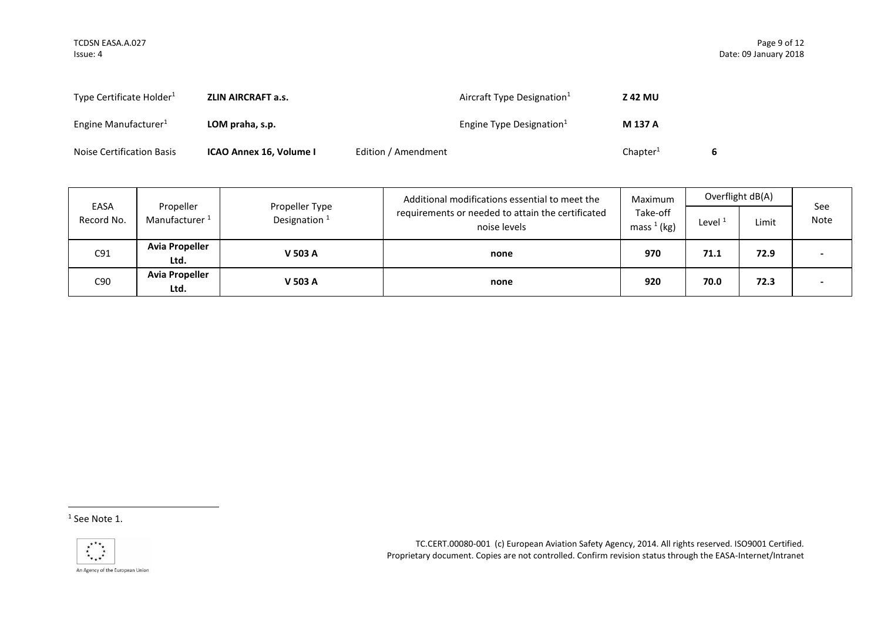| | | | | | |
|---|---|---|---|---|---|
| Type Certificate Holder[1] | **ZLIN AIRCRAFT a.s.** | | Aircraft Type Designation[1] | **Z 42 MU** | |
| Engine Manufacturer[1] | **LOM praha, s.p.** | | Engine Type Designation[1] | **M 137 A** | |
| Noise Certification Basis | **ICAO Annex 16, Volume I** | Edition / Amendment | | Chapter[1] | **6** |

| EASA Record No. | Propeller Manufacturer [1] | Propeller Type Designation [1] | Additional modifications essential to meet the requirements or needed to attain the certificated noise levels | Maximum Take-off mass [1] (kg) | Overflight dB(A) | | See Note |
|---|---|---|---|---|---|---|---|
| | | | | | Level [1] | Limit | |
| C91 | **Avia Propeller Ltd.** | **V 503 A** | **none** | **970** | **71.1** | **72.9** | **-** |
| C90 | **Avia Propeller Ltd.** | **V 503 A** | **none** | **920** | **70.0** | **72.3** | **-** |

[1] See Note 1.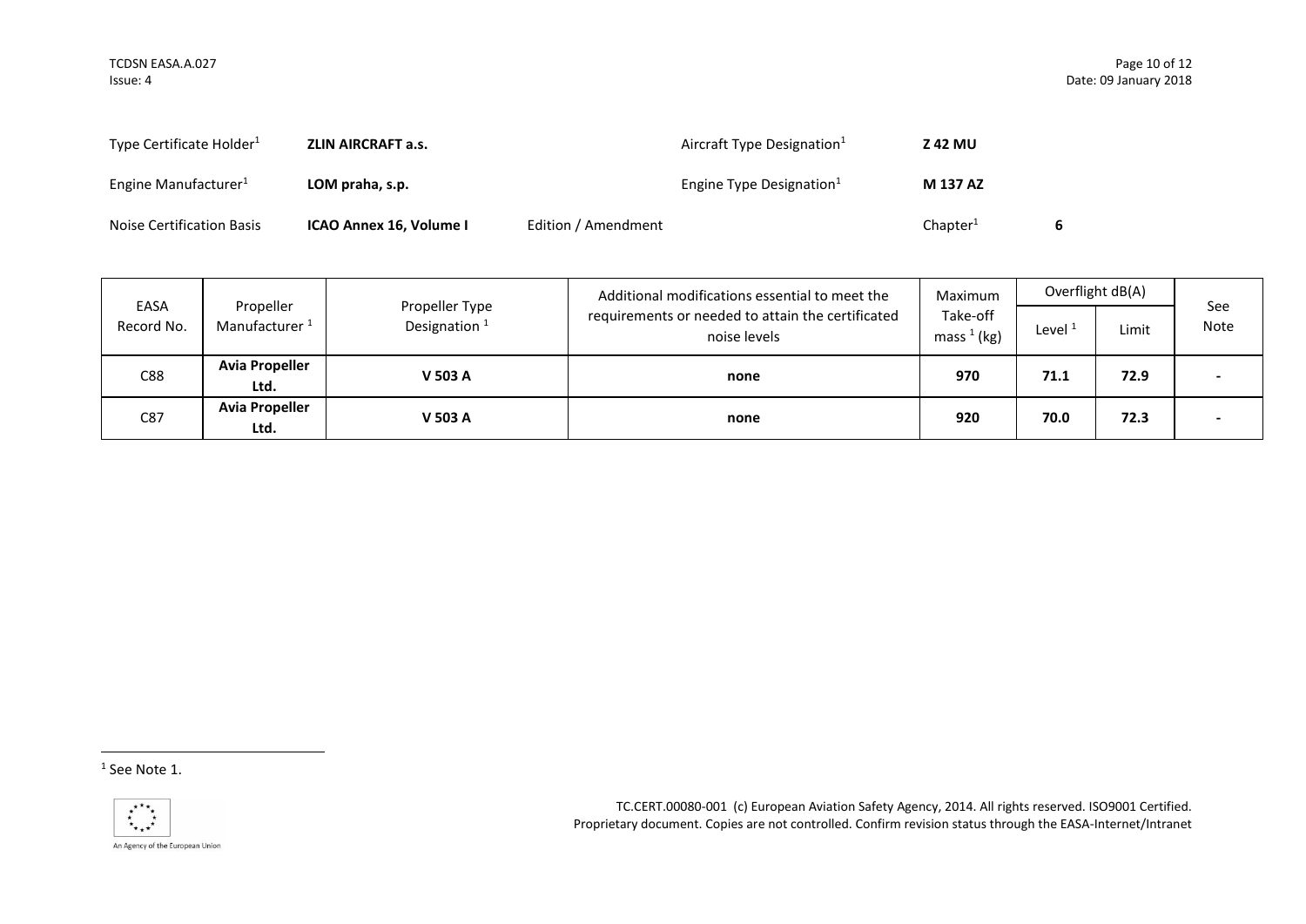| | | | | | |
|---|---|---|---|---|---|
| Type Certificate Holder[1] | **ZLIN AIRCRAFT a.s.** | | Aircraft Type Designation[1] | **Z 42 MU** | |
| Engine Manufacturer[1] | **LOM praha, s.p.** | | Engine Type Designation[1] | **M 137 AZ** | |
| Noise Certification Basis | **ICAO Annex 16, Volume I** | Edition / Amendment | | Chapter[1] | **6** |

| EASA Record No. | Propeller Manufacturer [1] | Propeller Type Designation [1] | Additional modifications essential to meet the requirements or needed to attain the certificated noise levels | Maximum Take-off mass [1] (kg) | Overflight dB(A) | | See Note |
|---|---|---|---|---|---|---|---|
| | | | | | Level [1] | Limit | |
| C88 | **Avia Propeller Ltd.** | **V 503 A** | **none** | **970** | **71.1** | **72.9** | **-** |
| C87 | **Avia Propeller Ltd.** | **V 503 A** | **none** | **920** | **70.0** | **72.3** | **-** |

[1] See Note 1.

TC.CERT.00080-001 (c) European Aviation Safety Agency, 2014. All rights reserved. ISO9001 Certified. Proprietary document. Copies are not controlled. Confirm revision status through the EASA-Internet/Intranet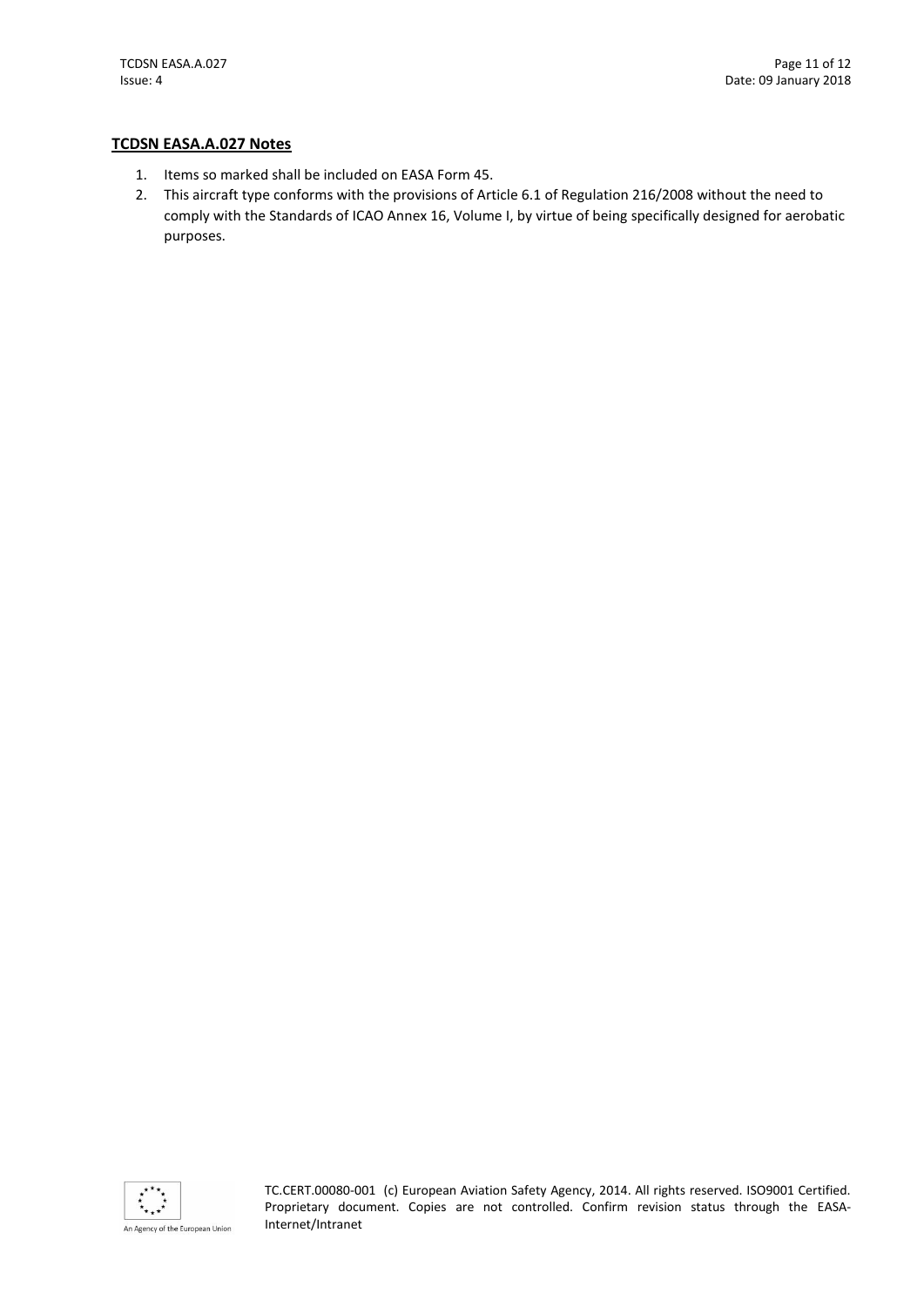**TCDSN EASA.A.027 Notes**

1. Items so marked shall be included on EASA Form 45.
2. This aircraft type conforms with the provisions of Article 6.1 of Regulation 216/2008 without the need to comply with the Standards of ICAO Annex 16, Volume I, by virtue of being specifically designed for aerobatic purposes.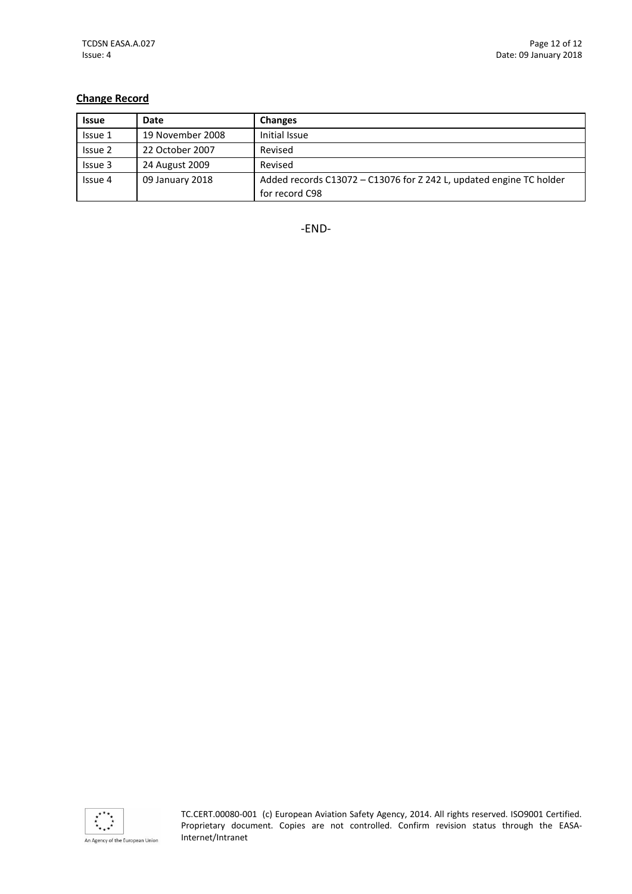**Change Record**

| Issue | Date | Changes |
|---|---|---|
| Issue 1 | 19 November 2008 | Initial Issue |
| Issue 2 | 22 October 2007 | Revised |
| Issue 3 | 24 August 2009 | Revised |
| Issue 4 | 09 January 2018 | Added records C13072 – C13076 for Z 242 L, updated engine TC holder for record C98 |

-END-